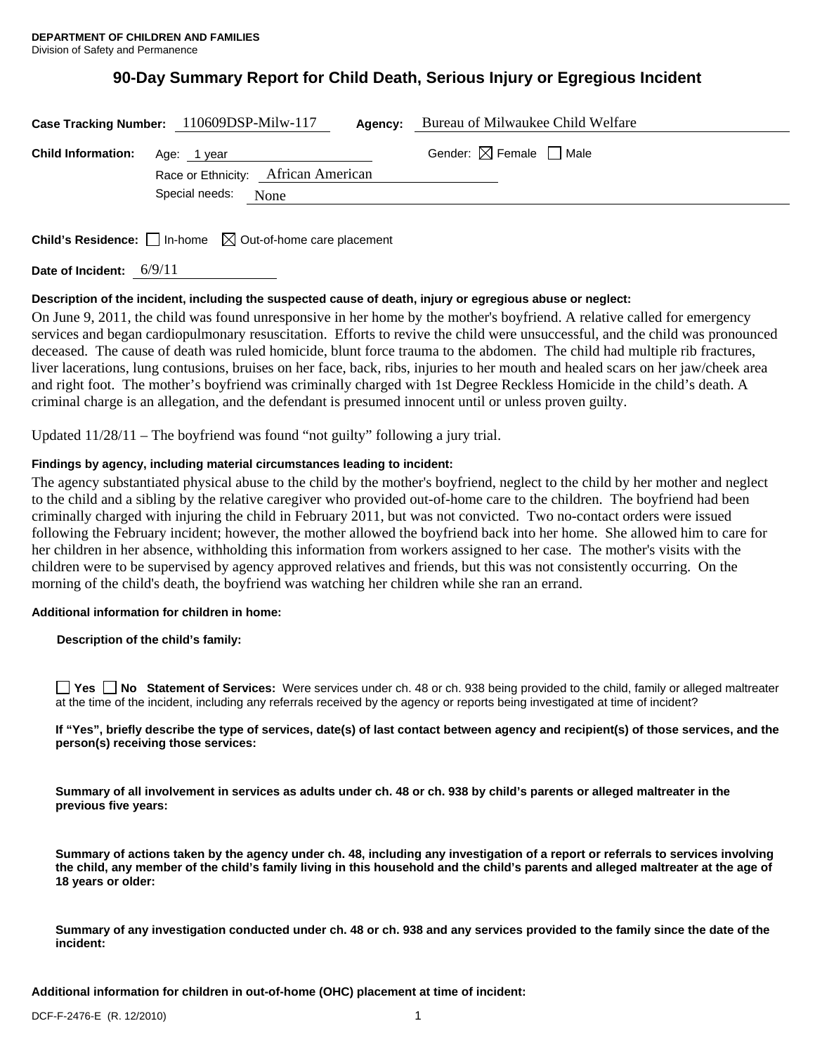**DEPARTMENT OF CHILDREN AND FAMILIES**
Division of Safety and Permanence

# 90-Day Summary Report for Child Death, Serious Injury or Egregious Incident

**Case Tracking Number:** 110609DSP-Milw-117 **Agency:** Bureau of Milwaukee Child Welfare

**Child Information:** Age: 1 year Gender: ☒ Female ☐ Male

Race or Ethnicity: African American

Special needs: None

**Child's Residence:** ☐ In-home ☒ Out-of-home care placement

**Date of Incident:** 6/9/11

**Description of the incident, including the suspected cause of death, injury or egregious abuse or neglect:**

On June 9, 2011, the child was found unresponsive in her home by the mother's boyfriend. A relative called for emergency services and began cardiopulmonary resuscitation. Efforts to revive the child were unsuccessful, and the child was pronounced deceased. The cause of death was ruled homicide, blunt force trauma to the abdomen. The child had multiple rib fractures, liver lacerations, lung contusions, bruises on her face, back, ribs, injuries to her mouth and healed scars on her jaw/cheek area and right foot. The mother's boyfriend was criminally charged with 1st Degree Reckless Homicide in the child's death. A criminal charge is an allegation, and the defendant is presumed innocent until or unless proven guilty.

Updated 11/28/11 – The boyfriend was found "not guilty" following a jury trial.

**Findings by agency, including material circumstances leading to incident:**

The agency substantiated physical abuse to the child by the mother's boyfriend, neglect to the child by her mother and neglect to the child and a sibling by the relative caregiver who provided out-of-home care to the children. The boyfriend had been criminally charged with injuring the child in February 2011, but was not convicted. Two no-contact orders were issued following the February incident; however, the mother allowed the boyfriend back into her home. She allowed him to care for her children in her absence, withholding this information from workers assigned to her case. The mother's visits with the children were to be supervised by agency approved relatives and friends, but this was not consistently occurring. On the morning of the child's death, the boyfriend was watching her children while she ran an errand.

**Additional information for children in home:**

**Description of the child's family:**

☐ **Yes** ☐ **No** **Statement of Services:** Were services under ch. 48 or ch. 938 being provided to the child, family or alleged maltreater at the time of the incident, including any referrals received by the agency or reports being investigated at time of incident?

**If "Yes", briefly describe the type of services, date(s) of last contact between agency and recipient(s) of those services, and the person(s) receiving those services:**

**Summary of all involvement in services as adults under ch. 48 or ch. 938 by child's parents or alleged maltreater in the previous five years:**

**Summary of actions taken by the agency under ch. 48, including any investigation of a report or referrals to services involving the child, any member of the child's family living in this household and the child's parents and alleged maltreater at the age of 18 years or older:**

**Summary of any investigation conducted under ch. 48 or ch. 938 and any services provided to the family since the date of the incident:**

**Additional information for children in out-of-home (OHC) placement at time of incident:**

DCF-F-2476-E (R. 12/2010)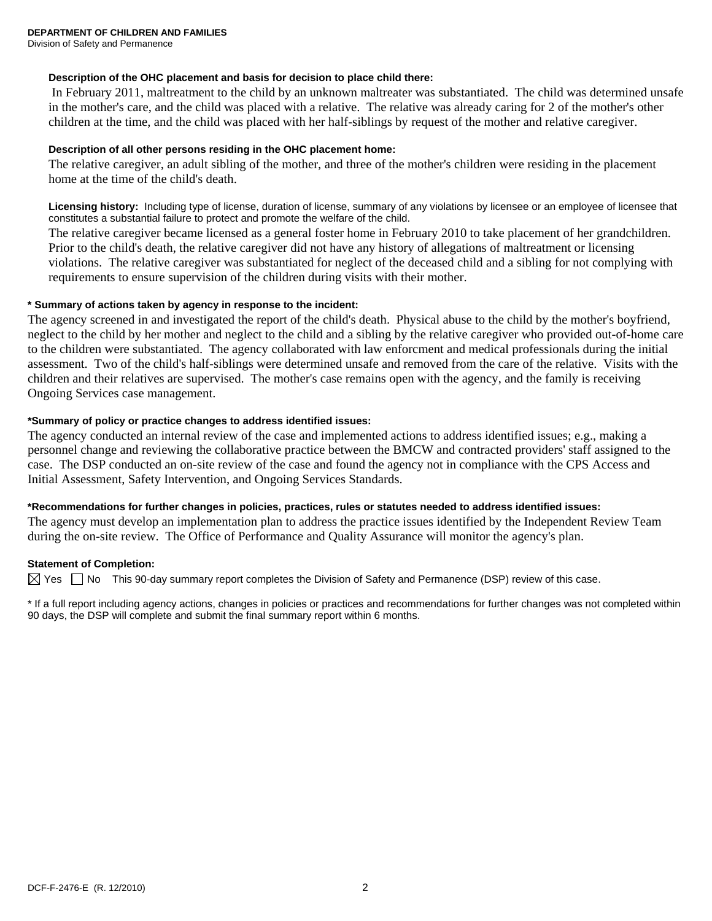**DEPARTMENT OF CHILDREN AND FAMILIES**
Division of Safety and Permanence

**Description of the OHC placement and basis for decision to place child there:**

In February 2011, maltreatment to the child by an unknown maltreater was substantiated. The child was determined unsafe in the mother's care, and the child was placed with a relative. The relative was already caring for 2 of the mother's other children at the time, and the child was placed with her half-siblings by request of the mother and relative caregiver.

**Description of all other persons residing in the OHC placement home:**

The relative caregiver, an adult sibling of the mother, and three of the mother's children were residing in the placement home at the time of the child's death.

**Licensing history:** Including type of license, duration of license, summary of any violations by licensee or an employee of licensee that constitutes a substantial failure to protect and promote the welfare of the child.

The relative caregiver became licensed as a general foster home in February 2010 to take placement of her grandchildren. Prior to the child's death, the relative caregiver did not have any history of allegations of maltreatment or licensing violations. The relative caregiver was substantiated for neglect of the deceased child and a sibling for not complying with requirements to ensure supervision of the children during visits with their mother.

**\* Summary of actions taken by agency in response to the incident:**

The agency screened in and investigated the report of the child's death. Physical abuse to the child by the mother's boyfriend, neglect to the child by her mother and neglect to the child and a sibling by the relative caregiver who provided out-of-home care to the children were substantiated. The agency collaborated with law enforcment and medical professionals during the initial assessment. Two of the child's half-siblings were determined unsafe and removed from the care of the relative. Visits with the children and their relatives are supervised. The mother's case remains open with the agency, and the family is receiving Ongoing Services case management.

**\*Summary of policy or practice changes to address identified issues:**

The agency conducted an internal review of the case and implemented actions to address identified issues; e.g., making a personnel change and reviewing the collaborative practice between the BMCW and contracted providers' staff assigned to the case. The DSP conducted an on-site review of the case and found the agency not in compliance with the CPS Access and Initial Assessment, Safety Intervention, and Ongoing Services Standards.

**\*Recommendations for further changes in policies, practices, rules or statutes needed to address identified issues:**

The agency must develop an implementation plan to address the practice issues identified by the Independent Review Team during the on-site review. The Office of Performance and Quality Assurance will monitor the agency's plan.

**Statement of Completion:**

☒ Yes ☐ No This 90-day summary report completes the Division of Safety and Permanence (DSP) review of this case.

\* If a full report including agency actions, changes in policies or practices and recommendations for further changes was not completed within 90 days, the DSP will complete and submit the final summary report within 6 months.

DCF-F-2476-E (R. 12/2010)